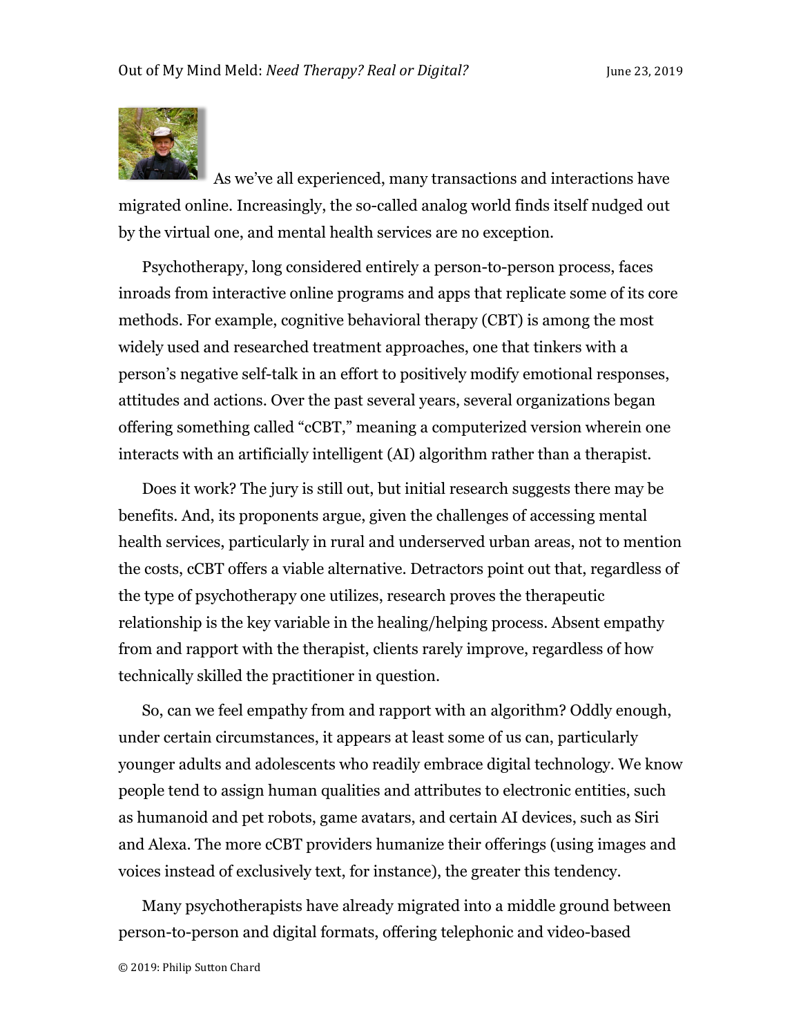As we've all experienced, many transactions and interactions have migrated online. Increasingly, the so-called analog world finds itself nudged out by the virtual one, and mental health services are no exception.

Psychotherapy, long considered entirely a person-to-person process, faces inroads from interactive online programs and apps that replicate some of its core methods. For example, cognitive behavioral therapy (CBT) is among the most widely used and researched treatment approaches, one that tinkers with a person's negative self-talk in an effort to positively modify emotional responses, attitudes and actions. Over the past several years, several organizations began offering something called "cCBT," meaning a computerized version wherein one interacts with an artificially intelligent (AI) algorithm rather than a therapist.

Does it work? The jury is still out, but initial research suggests there may be benefits. And, its proponents argue, given the challenges of accessing mental health services, particularly in rural and underserved urban areas, not to mention the costs, cCBT offers a viable alternative. Detractors point out that, regardless of the type of psychotherapy one utilizes, research proves the therapeutic relationship is the key variable in the healing/helping process. Absent empathy from and rapport with the therapist, clients rarely improve, regardless of how technically skilled the practitioner in question.

So, can we feel empathy from and rapport with an algorithm? Oddly enough, under certain circumstances, it appears at least some of us can, particularly younger adults and adolescents who readily embrace digital technology. We know people tend to assign human qualities and attributes to electronic entities, such as humanoid and pet robots, game avatars, and certain AI devices, such as Siri and Alexa. The more cCBT providers humanize their offerings (using images and voices instead of exclusively text, for instance), the greater this tendency.

Many psychotherapists have already migrated into a middle ground between person-to-person and digital formats, offering telephonic and video-based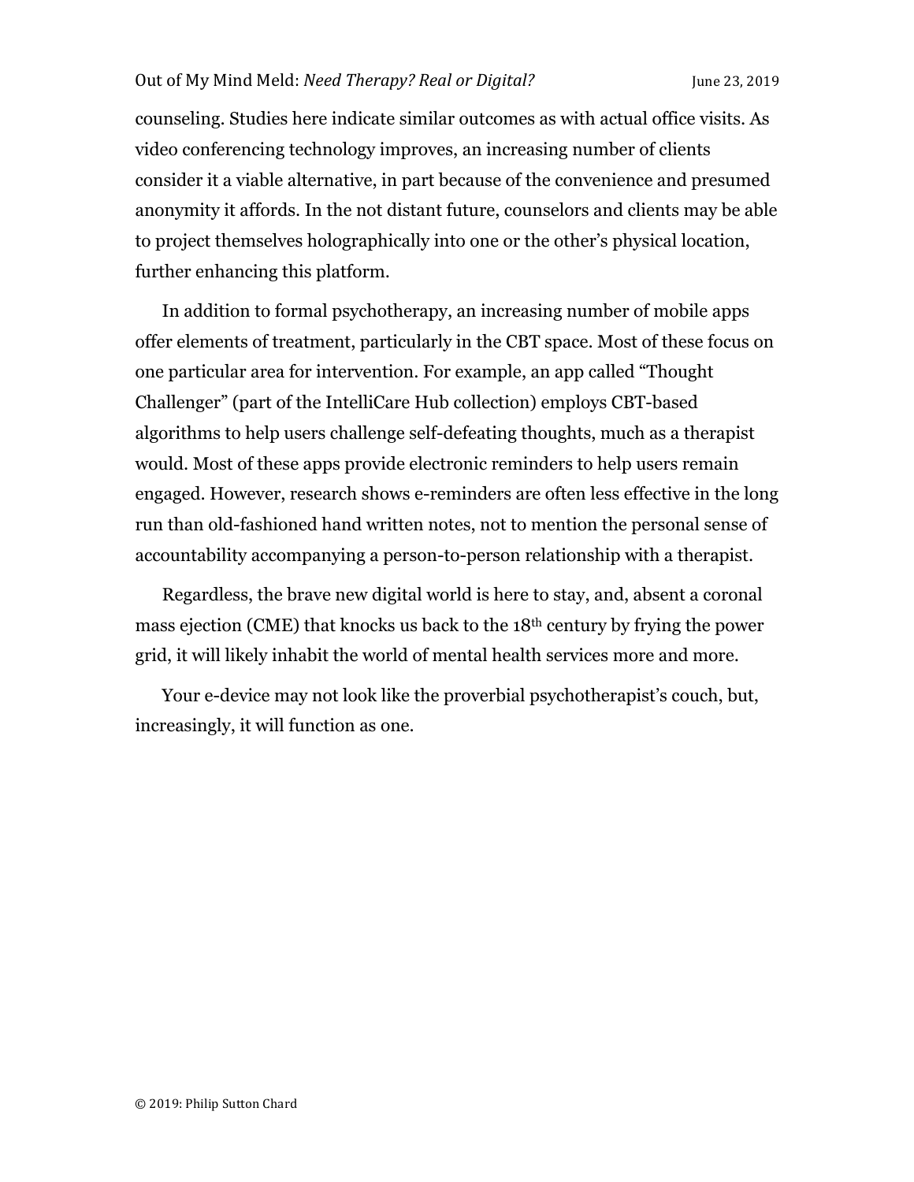counseling. Studies here indicate similar outcomes as with actual office visits. As video conferencing technology improves, an increasing number of clients consider it a viable alternative, in part because of the convenience and presumed anonymity it affords. In the not distant future, counselors and clients may be able to project themselves holographically into one or the other's physical location, further enhancing this platform.

In addition to formal psychotherapy, an increasing number of mobile apps offer elements of treatment, particularly in the CBT space. Most of these focus on one particular area for intervention. For example, an app called "Thought Challenger" (part of the IntelliCare Hub collection) employs CBT-based algorithms to help users challenge self-defeating thoughts, much as a therapist would. Most of these apps provide electronic reminders to help users remain engaged. However, research shows e-reminders are often less effective in the long run than old-fashioned hand written notes, not to mention the personal sense of accountability accompanying a person-to-person relationship with a therapist.

Regardless, the brave new digital world is here to stay, and, absent a coronal mass ejection (CME) that knocks us back to the 18th century by frying the power grid, it will likely inhabit the world of mental health services more and more.

Your e-device may not look like the proverbial psychotherapist's couch, but, increasingly, it will function as one.

© 2019: Philip Sutton Chard